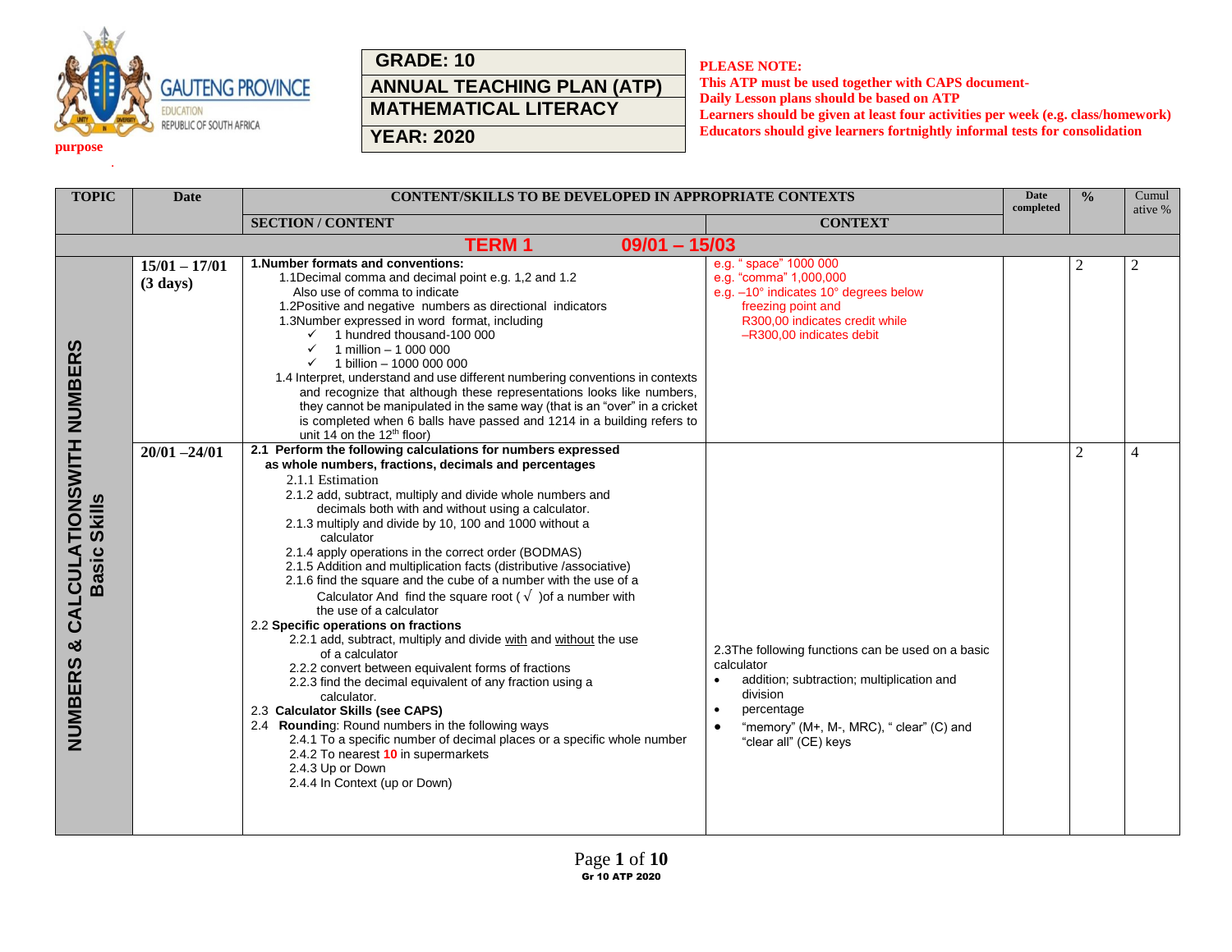GAUTENG PROVINCE
EDUCATION
REPUBLIC OF SOUTH AFRICA

purpose

| GRADE: 10 |
|---|
| ANNUAL TEACHING PLAN (ATP) |
| MATHEMATICAL LITERACY |
| YEAR: 2020 |

**PLEASE NOTE:**
**This ATP must be used together with CAPS document-**
**Daily Lesson plans should be based on ATP**
**Learners should be given at least four activities per week (e.g. class/homework)**
**Educators should give learners fortnightly informal tests for consolidation**

| TOPIC | Date | CONTENT/SKILLS TO BE DEVELOPED IN APPROPRIATE CONTEXTS | | Date completed | % | Cumulative % |
|---|---|---|---|---|---|---|
| | | **SECTION / CONTENT** | **CONTEXT** | | | |
| **TERM 1 09/01 – 15/03** | | | | | | |
| **NUMBERS & CALCULATIONSWITH NUMBERS Basic Skills** | **15/01 – 17/01 (3 days)** | **1.Number formats and conventions:**<br>1.1Decimal comma and decimal point e.g. 1,2 and 1.2 Also use of comma to indicate<br>1.2Positive and negative numbers as directional indicators<br>1.3Number expressed in word format, including<br>✓ 1 hundred thousand-100 000<br>✓ 1 million – 1 000 000<br>✓ 1 billion – 1000 000 000<br>1.4 Interpret, understand and use different numbering conventions in contexts and recognize that although these representations looks like numbers, they cannot be manipulated in the same way (that is an "over" in a cricket is completed when 6 balls have passed and 1214 in a building refers to unit 14 on the 12th floor) | e.g. " space" 1000 000<br>e.g. "comma" 1,000,000<br>e.g. –10° indicates 10° degrees below freezing point and R300,00 indicates credit while –R300,00 indicates debit | | 2 | 2 |
| | **20/01 –24/01** | **2.1 Perform the following calculations for numbers expressed as whole numbers, fractions, decimals and percentages**<br>2.1.1 Estimation<br>2.1.2 add, subtract, multiply and divide whole numbers and decimals both with and without using a calculator.<br>2.1.3 multiply and divide by 10, 100 and 1000 without a calculator<br>2.1.4 apply operations in the correct order (BODMAS)<br>2.1.5 Addition and multiplication facts (distributive /associative)<br>2.1.6 find the square and the cube of a number with the use of a Calculator And find the square root ( √ )of a number with the use of a calculator<br>2.2 **Specific operations on fractions**<br>2.2.1 add, subtract, multiply and divide <u>with</u> and <u>without</u> the use of a calculator<br>2.2.2 convert between equivalent forms of fractions<br>2.2.3 find the decimal equivalent of any fraction using a calculator.<br>2.3 **Calculator Skills (see CAPS)**<br>2.4 **Rounding**: Round numbers in the following ways<br>2.4.1 To a specific number of decimal places or a specific whole number<br>2.4.2 To nearest **10** in supermarkets<br>2.4.3 Up or Down<br>2.4.4 In Context (up or Down) | 2.3The following functions can be used on a basic calculator<br>• addition; subtraction; multiplication and division<br>• percentage<br>• "memory" (M+, M-, MRC), " clear" (C) and "clear all" (CE) keys | | 2 | 4 |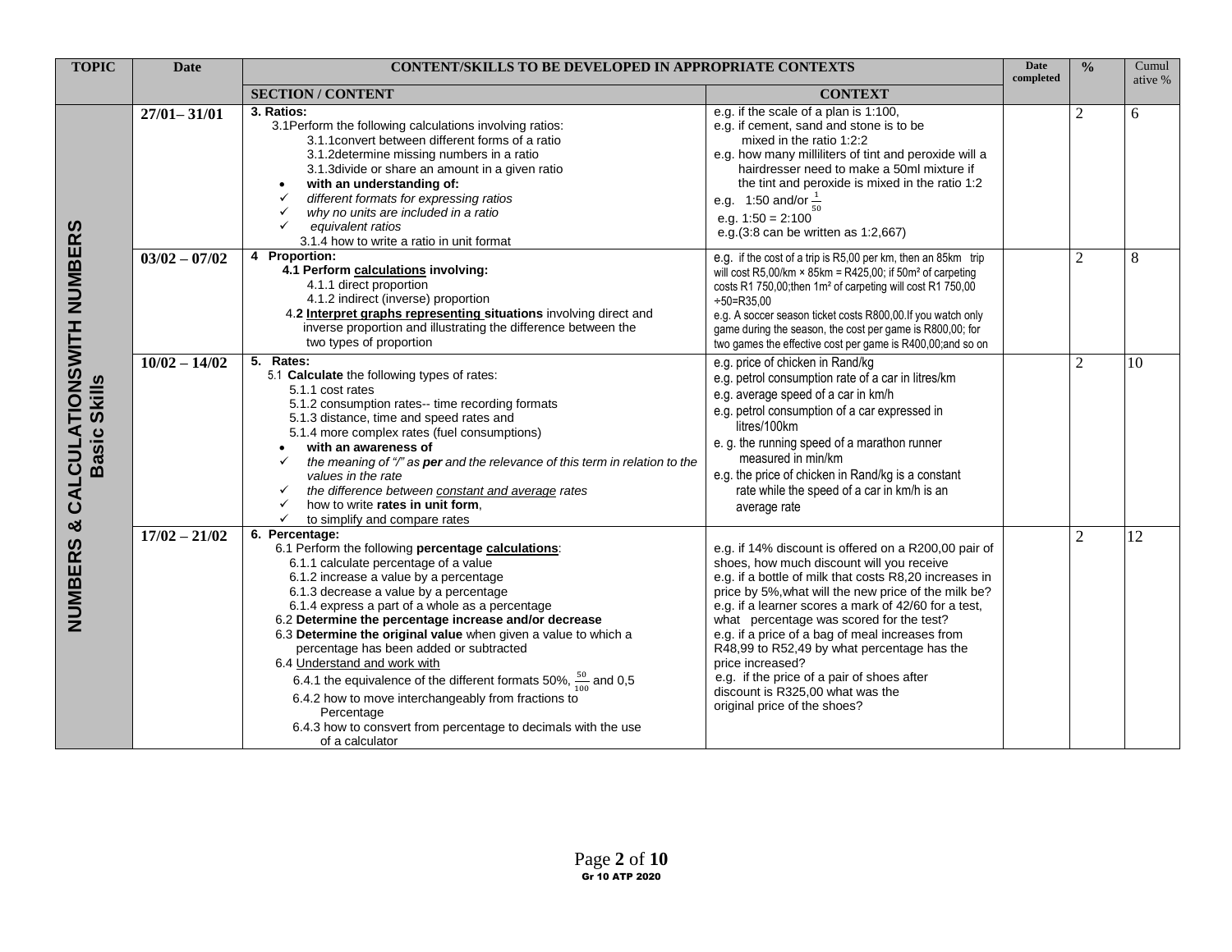| TOPIC | Date | CONTENT/SKILLS TO BE DEVELOPED IN APPROPRIATE CONTEXTS | | Date completed | % | Cumulative % |
|---|---|---|---|---|---|---|
| | | SECTION / CONTENT | CONTEXT | | | |
| NUMBERS & CALCULATIONSWITH NUMBERS Basic Skills | 27/01– 31/01 | **3. Ratios:**<br>3.1Perform the following calculations involving ratios:<br>3.1.1convert between different forms of a ratio<br>3.1.2determine missing numbers in a ratio<br>3.1.3divide or share an amount in a given ratio<br>• **with an understanding of:**<br>✓ *different formats for expressing ratios*<br>✓ *why no units are included in a ratio*<br>✓ *equivalent ratios*<br>3.1.4 how to write a ratio in unit format | e.g. if the scale of a plan is 1:100,<br>e.g. if cement, sand and stone is to be mixed in the ratio 1:2:2<br>e.g. how many milliliters of tint and peroxide will a hairdresser need to make a 50ml mixture if the tint and peroxide is mixed in the ratio 1:2<br>e.g. 1:50 and/or $\frac{1}{50}$<br>e.g. 1:50 = 2:100<br>e.g.(3:8 can be written as 1:2,667) | | 2 | 6 |
| | 03/02 – 07/02 | **4 Proportion:**<br>**4.1 Perform <u>calculations</u> involving:**<br>4.1.1 direct proportion<br>4.1.2 indirect (inverse) proportion<br>4.**2 <u>Interpret graphs representing</u> situations** involving direct and inverse proportion and illustrating the difference between the two types of proportion | e.g. if the cost of a trip is R5,00 per km, then an 85km trip will cost R5,00/km × 85km = R425,00; if 50m² of carpeting costs R1 750,00;then 1m² of carpeting will cost R1 750,00 ÷50=R35,00<br>e.g. A soccer season ticket costs R800,00.If you watch only game during the season, the cost per game is R800,00; for two games the effective cost per game is R400,00;and so on | | 2 | 8 |
| | 10/02 – 14/02 | **5. Rates:**<br>5.1 **Calculate** the following types of rates:<br>5.1.1 cost rates<br>5.1.2 consumption rates-- time recording formats<br>5.1.3 distance, time and speed rates and<br>5.1.4 more complex rates (fuel consumptions)<br>• **with an awareness of**<br>✓ *the meaning of "/" as* ***per*** *and the relevance of this term in relation to the values in the rate*<br>✓ *the difference between <u>constant and average</u> rates*<br>✓ how to write **rates in unit form**,<br>✓ to simplify and compare rates | e.g. price of chicken in Rand/kg<br>e.g. petrol consumption rate of a car in litres/km<br>e.g. average speed of a car in km/h<br>e.g. petrol consumption of a car expressed in litres/100km<br>e. g. the running speed of a marathon runner measured in min/km<br>e.g. the price of chicken in Rand/kg is a constant rate while the speed of a car in km/h is an average rate | | 2 | 10 |
| | 17/02 – 21/02 | **6. Percentage:**<br>6.1 Perform the following **percentage <u>calculations</u>**:<br>6.1.1 calculate percentage of a value<br>6.1.2 increase a value by a percentage<br>6.1.3 decrease a value by a percentage<br>6.1.4 express a part of a whole as a percentage<br>6.2 **Determine the percentage increase and/or decrease**<br>6.3 **Determine the original value** when given a value to which a percentage has been added or subtracted<br>6.4 <u>Understand and work with</u><br>6.4.1 the equivalence of the different formats 50%, $\frac{50}{100}$ and 0,5<br>6.4.2 how to move interchangeably from fractions to Percentage<br>6.4.3 how to consvert from percentage to decimals with the use of a calculator | e.g. if 14% discount is offered on a R200,00 pair of shoes, how much discount will you receive<br>e.g. if a bottle of milk that costs R8,20 increases in price by 5%,what will the new price of the milk be?<br>e.g. if a learner scores a mark of 42/60 for a test, what percentage was scored for the test?<br>e.g. if a price of a bag of meal increases from R48,99 to R52,49 by what percentage has the price increased?<br>e.g. if the price of a pair of shoes after discount is R325,00 what was the original price of the shoes? | | 2 | 12 |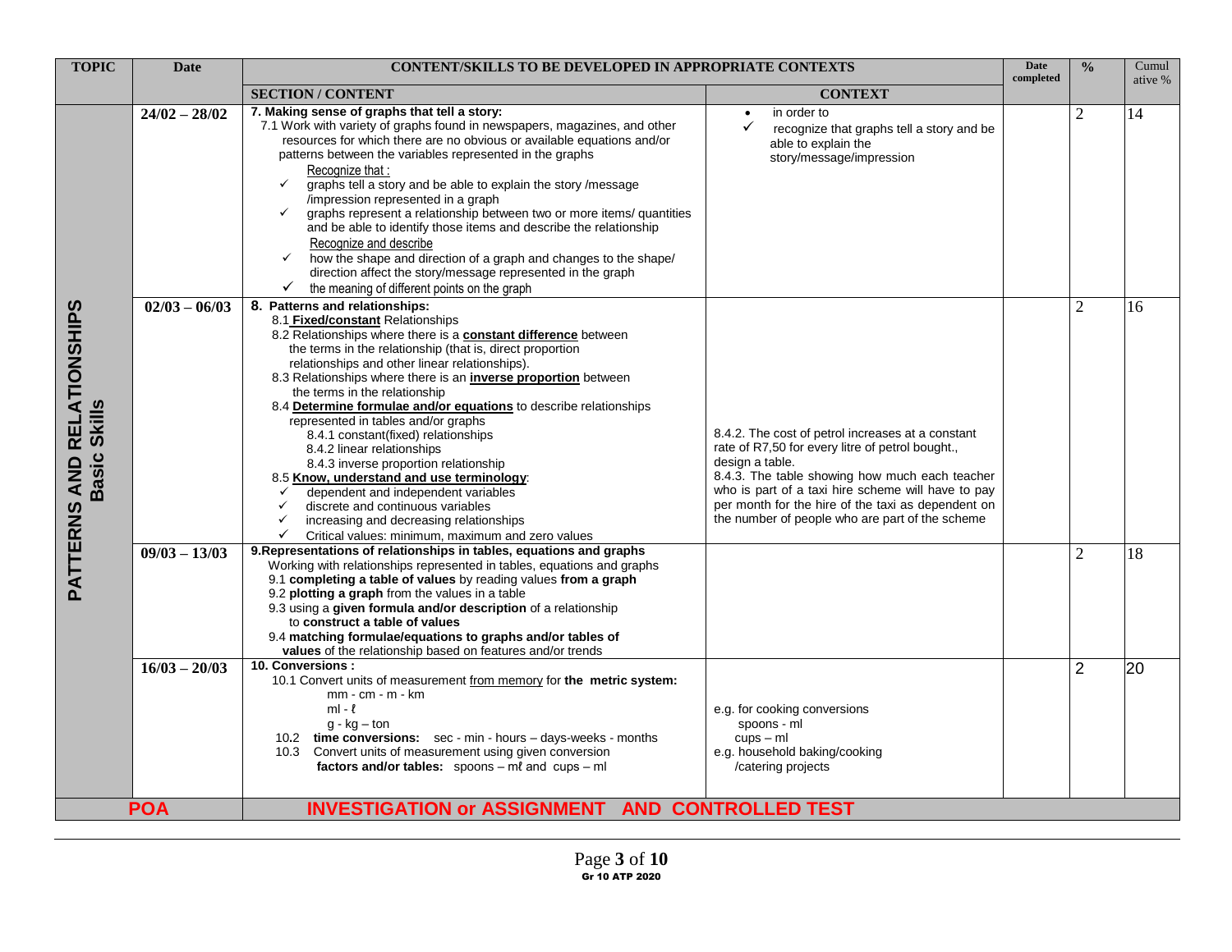| TOPIC | Date | CONTENT/SKILLS TO BE DEVELOPED IN APPROPRIATE CONTEXTS | | Date completed | % | Cumulative % |
|---|---|---|---|---|---|---|
| | | **SECTION / CONTENT** | **CONTEXT** | | | |
| **PATTERNS AND RELATIONSHIPS Basic Skills** | 24/02 – 28/02 | **7. Making sense of graphs that tell a story:**<br>7.1 Work with variety of graphs found in newspapers, magazines, and other resources for which there are no obvious or available equations and/or patterns between the variables represented in the graphs<br><u>Recognize that :</u><br>✓ graphs tell a story and be able to explain the story /message /impression represented in a graph<br>✓ graphs represent a relationship between two or more items/ quantities and be able to identify those items and describe the relationship<br><u>Recognize and describe</u><br>✓ how the shape and direction of a graph and changes to the shape/ direction affect the story/message represented in the graph<br>✓ the meaning of different points on the graph | • in order to<br>✓ recognize that graphs tell a story and be able to explain the story/message/impression | | 2 | 14 |
| | 02/03 – 06/03 | **8. Patterns and relationships:**<br>8.1 <u>**Fixed/constant**</u> Relationships<br>8.2 Relationships where there is a <u>**constant difference**</u> between the terms in the relationship (that is, direct proportion relationships and other linear relationships).<br>8.3 Relationships where there is an <u>**inverse proportion**</u> between the terms in the relationship<br>8.4 <u>**Determine formulae and/or equations**</u> to describe relationships represented in tables and/or graphs<br>8.4.1 constant(fixed) relationships<br>8.4.2 linear relationships<br>8.4.3 inverse proportion relationship<br>8.5 <u>**Know, understand and use terminology**</u>:<br>✓ dependent and independent variables<br>✓ discrete and continuous variables<br>✓ increasing and decreasing relationships<br>✓ Critical values: minimum, maximum and zero values | 8.4.2. The cost of petrol increases at a constant rate of R7,50 for every litre of petrol bought., design a table.<br>8.4.3. The table showing how much each teacher who is part of a taxi hire scheme will have to pay per month for the hire of the taxi as dependent on the number of people who are part of the scheme | | 2 | 16 |
| | 09/03 – 13/03 | **9.Representations of relationships in tables, equations and graphs**<br>Working with relationships represented in tables, equations and graphs<br>9.1 **completing a table of values** by reading values **from a graph**<br>9.2 **plotting a graph** from the values in a table<br>9.3 using a **given formula and/or description** of a relationship to **construct a table of values**<br>9.4 **matching formulae/equations to graphs and/or tables of values** of the relationship based on features and/or trends | | | 2 | 18 |
| | 16/03 – 20/03 | **10. Conversions :**<br>10.1 Convert units of measurement <u>from memory</u> for **the metric system:**<br>mm - cm - m - km<br>ml - ℓ<br>g - kg – ton<br>10.2 **time conversions:** sec - min - hours – days-weeks - months<br>10.3 Convert units of measurement using given conversion **factors and/or tables:** spoons – mℓ and cups – ml | e.g. for cooking conversions<br>spoons - ml<br>cups – ml<br>e.g. household baking/cooking /catering projects | | 2 | 20 |
| **POA** | | **INVESTIGATION or ASSIGNMENT AND CONTROLLED TEST** | | | | |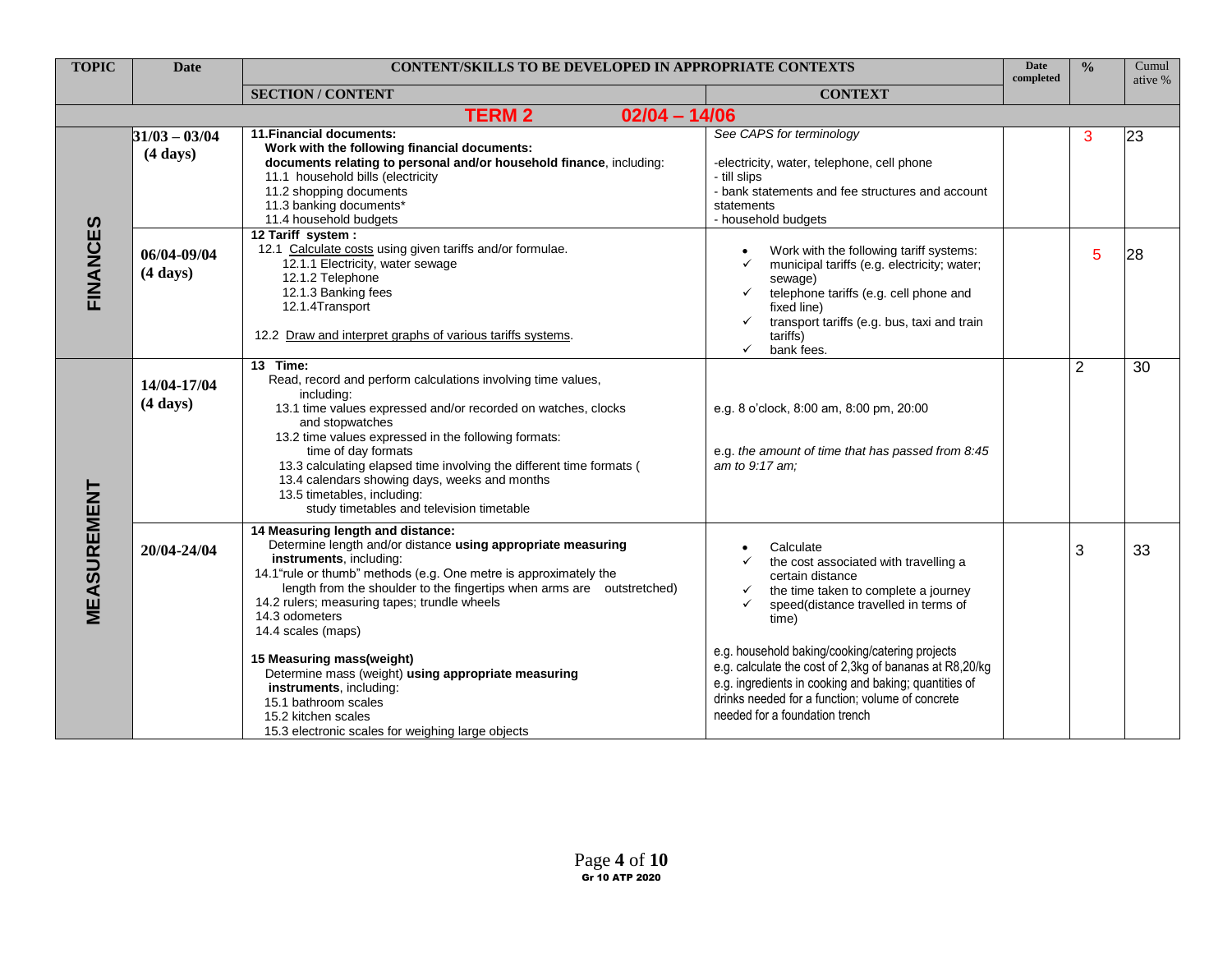| TOPIC | Date | CONTENT/SKILLS TO BE DEVELOPED IN APPROPRIATE CONTEXTS | | Date completed | % | Cumulative % |
|---|---|---|---|---|---|---|
| | | SECTION / CONTENT | CONTEXT | | | |
| | | **TERM 2 02/04 – 14/06** | | | | |
| FINANCES | 31/03 – 03/04 (4 days) | **11.Financial documents:** **Work with the following financial documents:** **documents relating to personal and/or household finance**, including: 11.1 household bills (electricity 11.2 shopping documents 11.3 banking documents* 11.4 household budgets | *See CAPS for terminology* -electricity, water, telephone, cell phone - till slips - bank statements and fee structures and account statements - household budgets | | 3 | 23 |
| FINANCES | 06/04-09/04 (4 days) | **12 Tariff system :** 12.1 Calculate costs using given tariffs and/or formulae. 12.1.1 Electricity, water sewage 12.1.2 Telephone 12.1.3 Banking fees 12.1.4Transport 12.2 Draw and interpret graphs of various tariffs systems. | • Work with the following tariff systems: ✓ municipal tariffs (e.g. electricity; water; sewage) ✓ telephone tariffs (e.g. cell phone and fixed line) ✓ transport tariffs (e.g. bus, taxi and train tariffs) ✓ bank fees. | | 5 | 28 |
| MEASUREMENT | 14/04-17/04 (4 days) | **13 Time:** Read, record and perform calculations involving time values, including: 13.1 time values expressed and/or recorded on watches, clocks and stopwatches 13.2 time values expressed in the following formats: time of day formats 13.3 calculating elapsed time involving the different time formats ( 13.4 calendars showing days, weeks and months 13.5 timetables, including: study timetables and television timetable | e.g. 8 o'clock, 8:00 am, 8:00 pm, 20:00 e.g. *the amount of time that has passed from 8:45 am to 9:17 am;* | | 2 | 30 |
| MEASUREMENT | 20/04-24/04 | **14 Measuring length and distance:** Determine length and/or distance **using appropriate measuring instruments**, including: 14.1"rule or thumb" methods (e.g. One metre is approximately the length from the shoulder to the fingertips when arms are outstretched) 14.2 rulers; measuring tapes; trundle wheels 14.3 odometers 14.4 scales (maps) **15 Measuring mass(weight)** Determine mass (weight) **using appropriate measuring instruments**, including: 15.1 bathroom scales 15.2 kitchen scales 15.3 electronic scales for weighing large objects | • Calculate ✓ the cost associated with travelling a certain distance ✓ the time taken to complete a journey ✓ speed(distance travelled in terms of time) e.g. household baking/cooking/catering projects e.g. calculate the cost of 2,3kg of bananas at R8,20/kg e.g. ingredients in cooking and baking; quantities of drinks needed for a function; volume of concrete needed for a foundation trench | | 3 | 33 |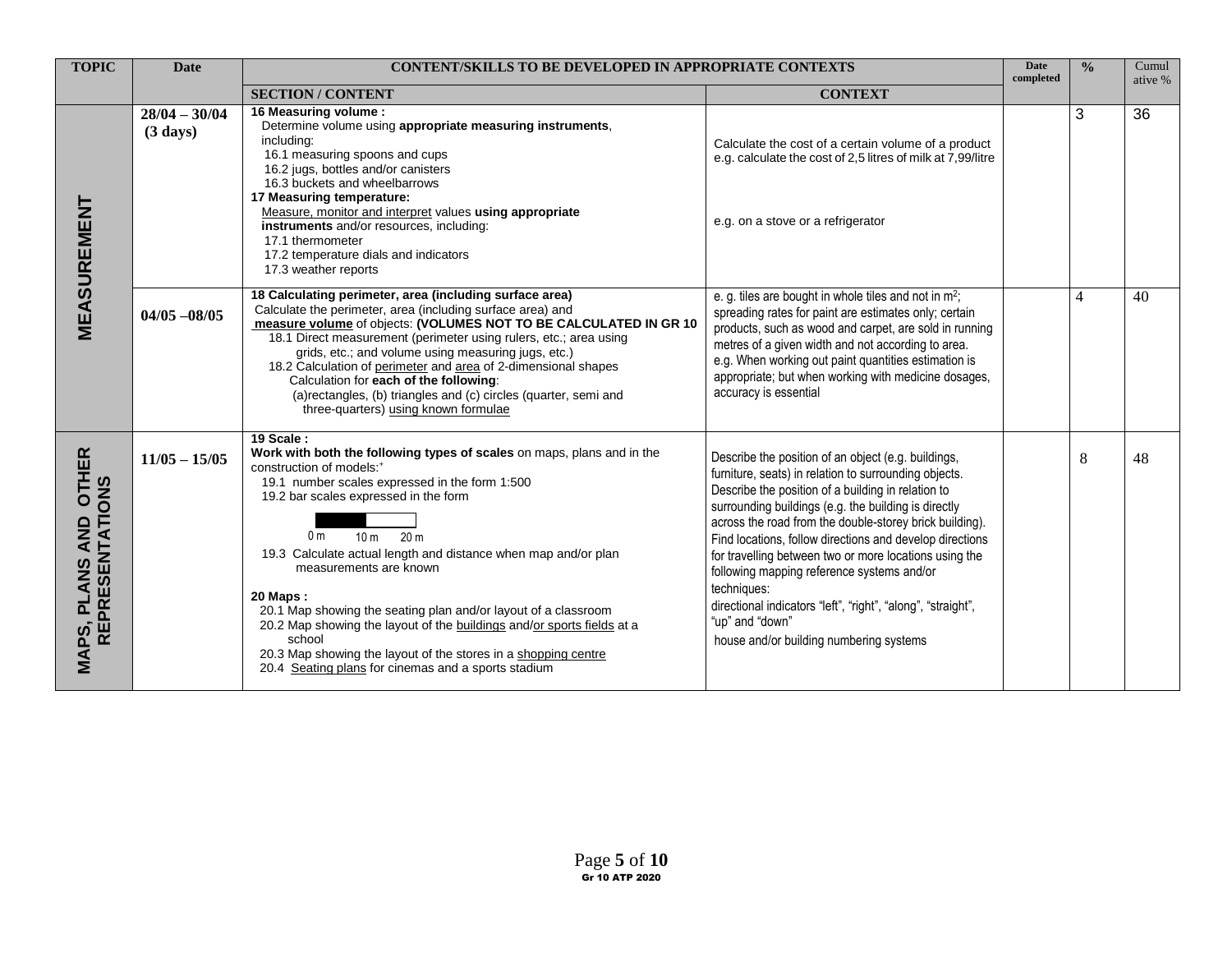| TOPIC | Date | CONTENT/SKILLS TO BE DEVELOPED IN APPROPRIATE CONTEXTS | | Date completed | % | Cumulative % |
|---|---|---|---|---|---|---|
| | | **SECTION / CONTENT** | **CONTEXT** | | | |
| **MEASUREMENT** | **28/04 – 30/04 (3 days)** | **16 Measuring volume :**<br>Determine volume using **appropriate measuring instruments**, including:<br>16.1 measuring spoons and cups<br>16.2 jugs, bottles and/or canisters<br>16.3 buckets and wheelbarrows<br>**17 Measuring temperature:**<br>Measure, monitor and interpret values **using appropriate instruments** and/or resources, including:<br>17.1 thermometer<br>17.2 temperature dials and indicators<br>17.3 weather reports | Calculate the cost of a certain volume of a product e.g. calculate the cost of 2,5 litres of milk at 7,99/litre<br><br>e.g. on a stove or a refrigerator | | 3 | 36 |
| | **04/05 –08/05** | **18 Calculating perimeter, area (including surface area)**<br>Calculate the perimeter, area (including surface area) and **measure volume** of objects: **(VOLUMES NOT TO BE CALCULATED IN GR 10**<br>18.1 Direct measurement (perimeter using rulers, etc.; area using grids, etc.; and volume using measuring jugs, etc.)<br>18.2 Calculation of perimeter and area of 2-dimensional shapes Calculation for **each of the following**:<br>(a)rectangles, (b) triangles and (c) circles (quarter, semi and three-quarters) using known formulae | e. g. tiles are bought in whole tiles and not in $m^2$; spreading rates for paint are estimates only; certain products, such as wood and carpet, are sold in running metres of a given width and not according to area.<br>e.g. When working out paint quantities estimation is appropriate; but when working with medicine dosages, accuracy is essential | | 4 | 40 |
| **MAPS, PLANS AND OTHER REPRESENTATIONS** | **11/05 – 15/05** | **19 Scale :**<br>**Work with both the following types of scales** on maps, plans and in the construction of models:[+]<br>19.1 number scales expressed in the form 1:500<br>19.2 bar scales expressed in the form<br>0 m 10 m 20 m<br>19.3 Calculate actual length and distance when map and/or plan measurements are known<br><br>**20 Maps :**<br>20.1 Map showing the seating plan and/or layout of a classroom<br>20.2 Map showing the layout of the buildings and/or sports fields at a school<br>20.3 Map showing the layout of the stores in a shopping centre<br>20.4 Seating plans for cinemas and a sports stadium | Describe the position of an object (e.g. buildings, furniture, seats) in relation to surrounding objects.<br>Describe the position of a building in relation to surrounding buildings (e.g. the building is directly across the road from the double-storey brick building).<br>Find locations, follow directions and develop directions for travelling between two or more locations using the following mapping reference systems and/or techniques:<br>directional indicators "left", "right", "along", "straight", "up" and "down"<br>house and/or building numbering systems | | 8 | 48 |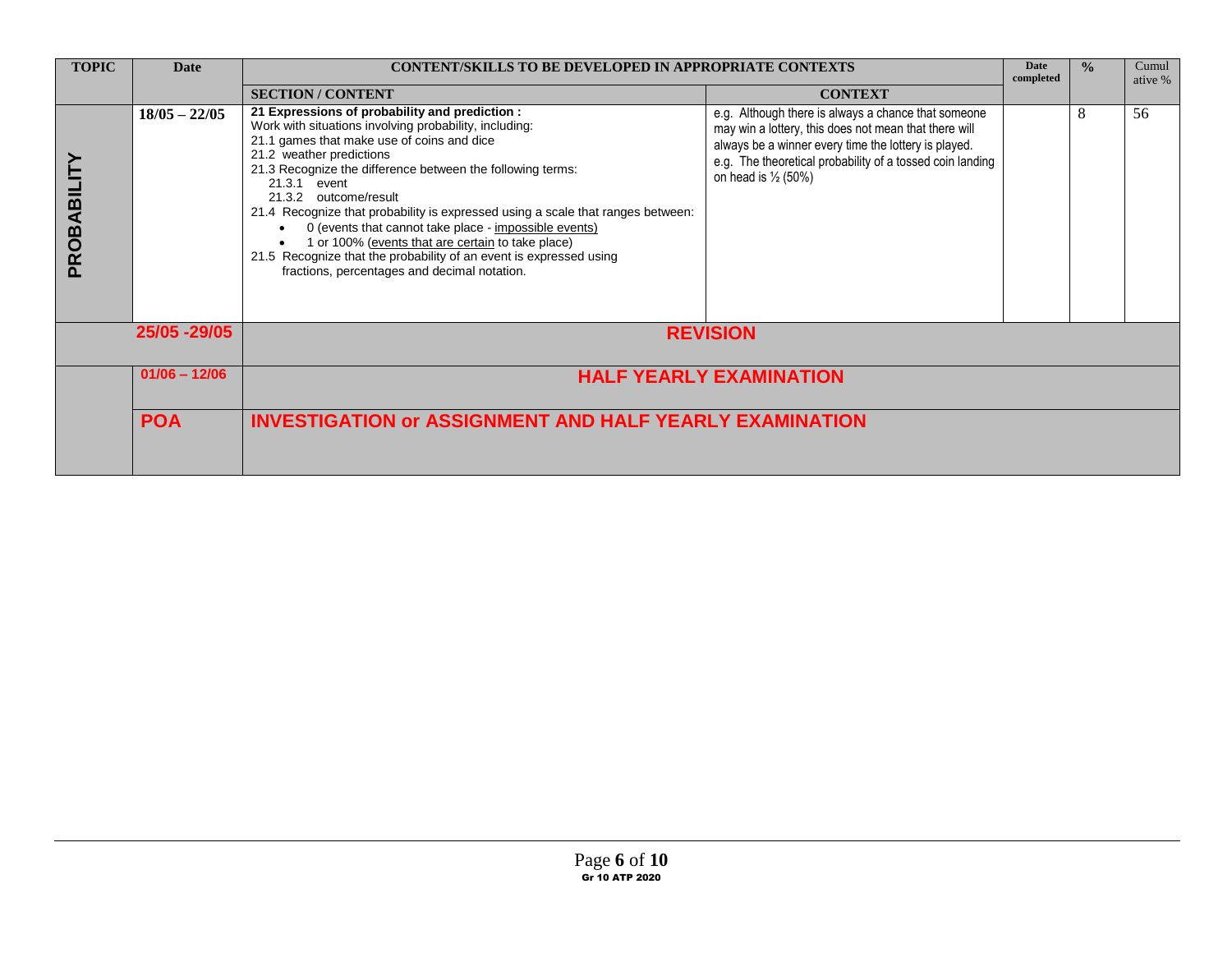| TOPIC | Date | CONTENT/SKILLS TO BE DEVELOPED IN APPROPRIATE CONTEXTS | | Date completed | % | Cumulative % |
|---|---|---|---|---|---|---|
| | | SECTION / CONTENT | CONTEXT | | | |
| PROBABILITY | 18/05 – 22/05 | **21 Expressions of probability and prediction :**<br>Work with situations involving probability, including:<br>21.1 games that make use of coins and dice<br>21.2 weather predictions<br>21.3 Recognize the difference between the following terms:<br>21.3.1 event<br>21.3.2 outcome/result<br>21.4 Recognize that probability is expressed using a scale that ranges between:<br>• 0 (events that cannot take place - impossible events)<br>• 1 or 100% (events that are certain to take place)<br>21.5 Recognize that the probability of an event is expressed using fractions, percentages and decimal notation. | e.g. Although there is always a chance that someone may win a lottery, this does not mean that there will always be a winner every time the lottery is played.<br>e.g. The theoretical probability of a tossed coin landing on head is ½ (50%) | | 8 | 56 |
| | 25/05 -29/05 | **REVISION** | | | | |
| | 01/06 – 12/06 | **HALF YEARLY EXAMINATION** | | | | |
| | **POA** | **INVESTIGATION or ASSIGNMENT AND HALF YEARLY EXAMINATION** | | | | |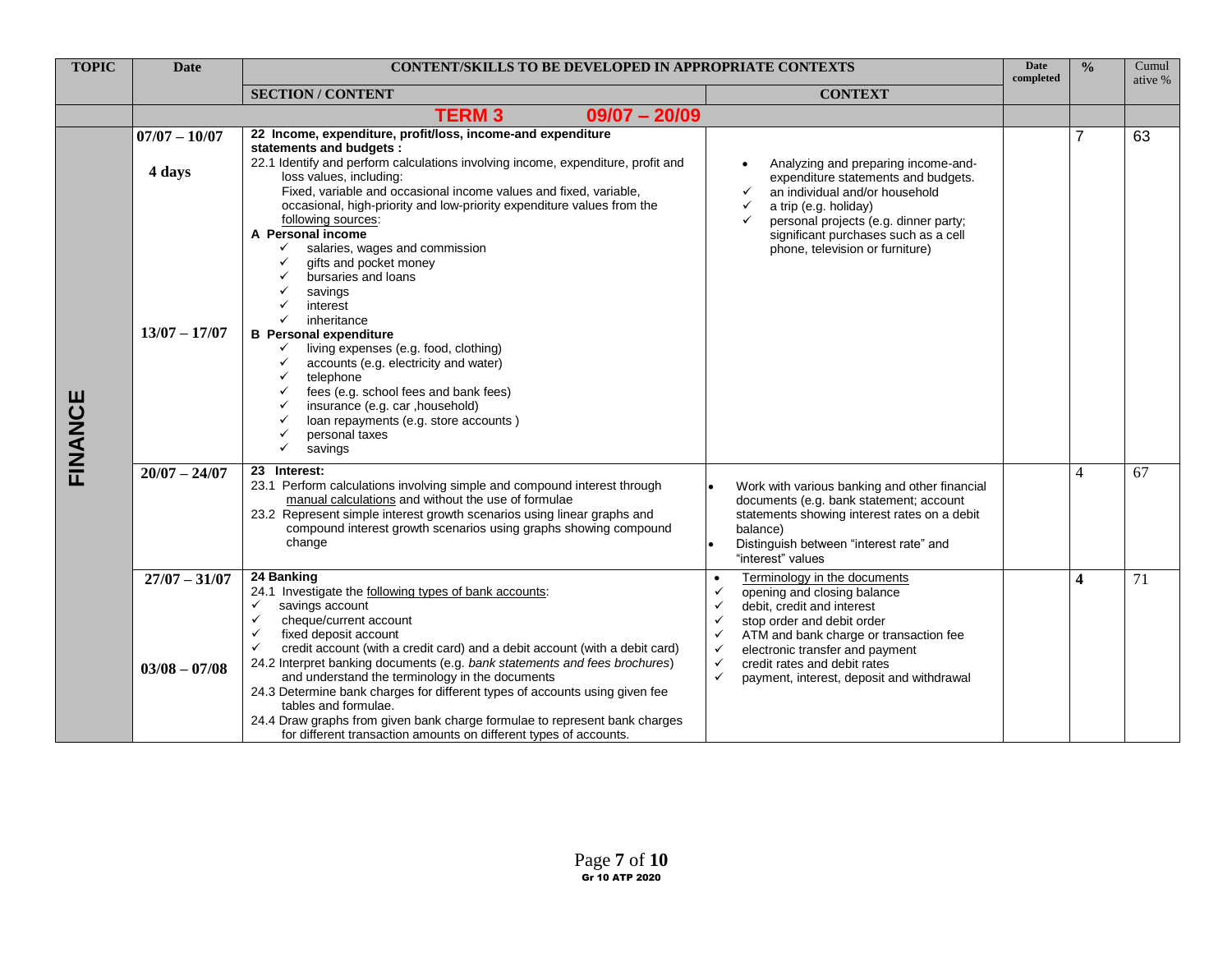| TOPIC | Date | CONTENT/SKILLS TO BE DEVELOPED IN APPROPRIATE CONTEXTS | | Date completed | % | Cumulative % |
|---|---|---|---|---|---|---|
| | | **SECTION / CONTENT** | **CONTEXT** | | | |
| | | **TERM 3 09/07 – 20/09** | | | | |
| **FINANCE** | **07/07 – 10/07**<br><br>**4 days**<br><br>**13/07 – 17/07** | **22 Income, expenditure, profit/loss, income-and expenditure statements and budgets :**<br>22.1 Identify and perform calculations involving income, expenditure, profit and loss values, including:<br>Fixed, variable and occasional income values and fixed, variable, occasional, high-priority and low-priority expenditure values from the following sources:<br>**A Personal income**<br>✓ salaries, wages and commission<br>✓ gifts and pocket money<br>✓ bursaries and loans<br>✓ savings<br>✓ interest<br>✓ inheritance<br>**B Personal expenditure**<br>✓ living expenses (e.g. food, clothing)<br>✓ accounts (e.g. electricity and water)<br>✓ telephone<br>✓ fees (e.g. school fees and bank fees)<br>✓ insurance (e.g. car ,household)<br>✓ loan repayments (e.g. store accounts )<br>✓ personal taxes<br>✓ savings | • Analyzing and preparing income-and-expenditure statements and budgets.<br>✓ an individual and/or household<br>✓ a trip (e.g. holiday)<br>✓ personal projects (e.g. dinner party; significant purchases such as a cell phone, television or furniture) | | 7 | 63 |
| | **20/07 – 24/07** | **23 Interest:**<br>23.1 Perform calculations involving simple and compound interest through manual calculations and without the use of formulae<br>23.2 Represent simple interest growth scenarios using linear graphs and compound interest growth scenarios using graphs showing compound change | • Work with various banking and other financial documents (e.g. bank statement; account statements showing interest rates on a debit balance)<br>• Distinguish between "interest rate" and "interest" values | | 4 | 67 |
| | **27/07 – 31/07**<br><br>**03/08 – 07/08** | **24 Banking**<br>24.1 Investigate the following types of bank accounts:<br>✓ savings account<br>✓ cheque/current account<br>✓ fixed deposit account<br>✓ credit account (with a credit card) and a debit account (with a debit card)<br>24.2 Interpret banking documents (e.g. *bank statements and fees brochures*) and understand the terminology in the documents<br>24.3 Determine bank charges for different types of accounts using given fee tables and formulae.<br>24.4 Draw graphs from given bank charge formulae to represent bank charges for different transaction amounts on different types of accounts. | • Terminology in the documents<br>✓ opening and closing balance<br>✓ debit, credit and interest<br>✓ stop order and debit order<br>✓ ATM and bank charge or transaction fee<br>✓ electronic transfer and payment<br>✓ credit rates and debit rates<br>✓ payment, interest, deposit and withdrawal | | **4** | 71 |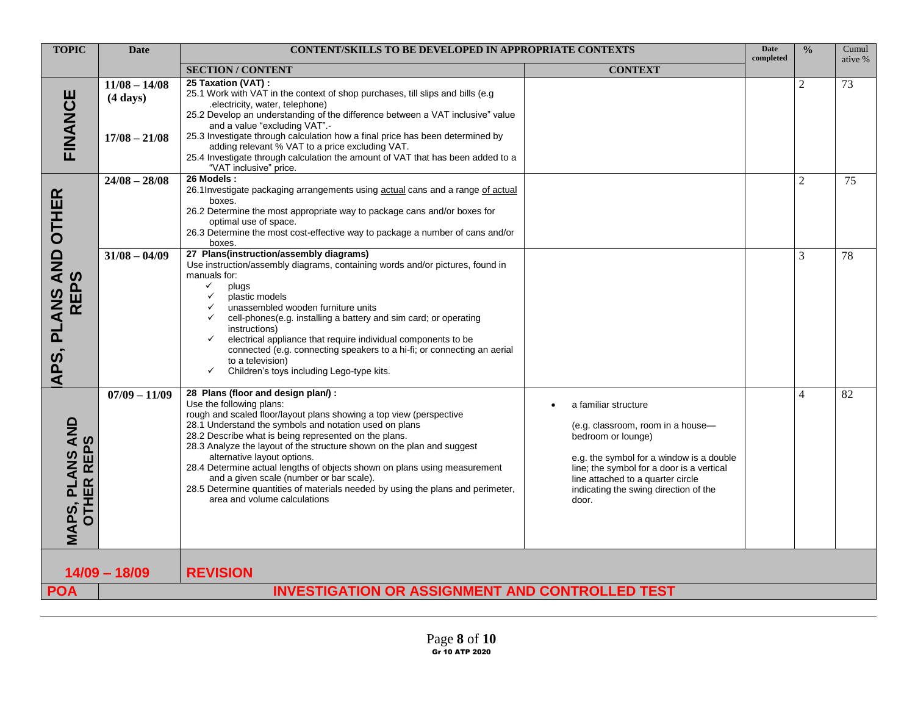| TOPIC | Date | CONTENT/SKILLS TO BE DEVELOPED IN APPROPRIATE CONTEXTS | | Date completed | % | Cumulative % |
|---|---|---|---|---|---|---|
| | | **SECTION / CONTENT** | **CONTEXT** | | | |
| **FINANCE** | **11/08 – 14/08 (4 days)**<br><br>**17/08 – 21/08** | **25 Taxation (VAT) :**<br>25.1 Work with VAT in the context of shop purchases, till slips and bills (e.g .electricity, water, telephone)<br>25.2 Develop an understanding of the difference between a VAT inclusive" value and a value "excluding VAT".-<br>25.3 Investigate through calculation how a final price has been determined by adding relevant % VAT to a price excluding VAT.<br>25.4 Investigate through calculation the amount of VAT that has been added to a "VAT inclusive" price. | | | 2 | 73 |
| **MAPS, PLANS AND OTHER REPS** | **24/08 – 28/08** | **26 Models :**<br>26.1Investigate packaging arrangements using actual cans and a range of actual boxes.<br>26.2 Determine the most appropriate way to package cans and/or boxes for optimal use of space.<br>26.3 Determine the most cost-effective way to package a number of cans and/or boxes. | | | 2 | 75 |
| | **31/08 – 04/09** | **27 Plans(instruction/assembly diagrams)**<br>Use instruction/assembly diagrams, containing words and/or pictures, found in manuals for:<br>✓ plugs<br>✓ plastic models<br>✓ unassembled wooden furniture units<br>✓ cell-phones(e.g. installing a battery and sim card; or operating instructions)<br>✓ electrical appliance that require individual components to be connected (e.g. connecting speakers to a hi-fi; or connecting an aerial to a television)<br>✓ Children's toys including Lego-type kits. | | | 3 | 78 |
| **MAPS, PLANS AND OTHER REPS** | **07/09 – 11/09** | **28 Plans (floor and design plan/) :**<br>Use the following plans:<br>rough and scaled floor/layout plans showing a top view (perspective<br>28.1 Understand the symbols and notation used on plans<br>28.2 Describe what is being represented on the plans.<br>28.3 Analyze the layout of the structure shown on the plan and suggest alternative layout options.<br>28.4 Determine actual lengths of objects shown on plans using measurement and a given scale (number or bar scale).<br>28.5 Determine quantities of materials needed by using the plans and perimeter, area and volume calculations | • a familiar structure<br><br>(e.g. classroom, room in a house—bedroom or lounge)<br><br>e.g. the symbol for a window is a double line; the symbol for a door is a vertical line attached to a quarter circle indicating the swing direction of the door. | | 4 | 82 |
| **14/09 – 18/09** | | **REVISION** | | | | |
| **POA** | **INVESTIGATION OR ASSIGNMENT AND CONTROLLED TEST** | | | | | |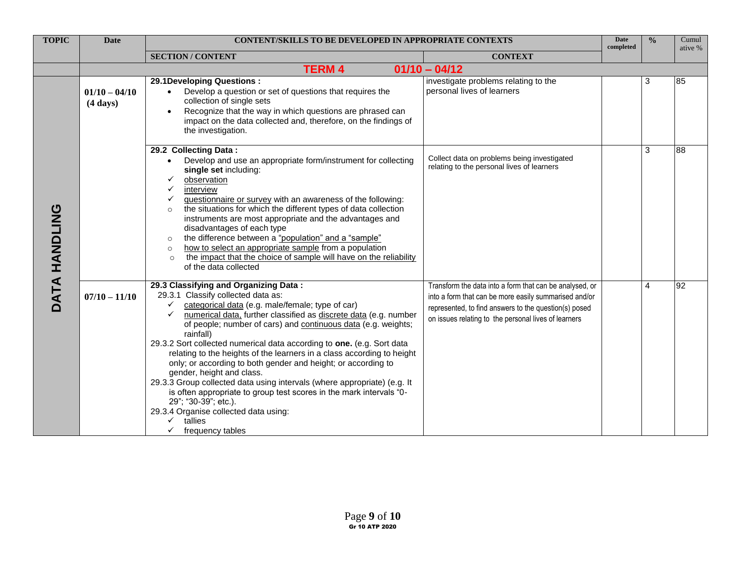| TOPIC | Date | CONTENT/SKILLS TO BE DEVELOPED IN APPROPRIATE CONTEXTS | | Date completed | % | Cumulative % |
|---|---|---|---|---|---|---|
| | | SECTION / CONTENT | CONTEXT | | | |
| | **TERM 4 01/10 – 04/12** | | | | | |
| DATA HANDLING | 01/10 – 04/10 (4 days) | **29.1 Developing Questions :** <br>• Develop a question or set of questions that requires the collection of single sets <br>• Recognize that the way in which questions are phrased can impact on the data collected and, therefore, on the findings of the investigation. | investigate problems relating to the personal lives of learners | | 3 | 85 |
| | | **29.2 Collecting Data :** <br>• Develop and use an appropriate form/instrument for collecting **single set** including: <br>✓ observation <br>✓ interview <br>✓ questionnaire or survey with an awareness of the following: <br>○ the situations for which the different types of data collection instruments are most appropriate and the advantages and disadvantages of each type <br>○ the difference between a "population" and a "sample" <br>○ how to select an appropriate sample from a population <br>○ the impact that the choice of sample will have on the reliability of the data collected | Collect data on problems being investigated relating to the personal lives of learners | | 3 | 88 |
| | 07/10 – 11/10 | **29.3 Classifying and Organizing Data :** <br>29.3.1 Classify collected data as: <br>✓ categorical data (e.g. male/female; type of car) <br>✓ numerical data, further classified as discrete data (e.g. number of people; number of cars) and continuous data (e.g. weights; rainfall) <br>29.3.2 Sort collected numerical data according to **one.** (e.g. Sort data relating to the heights of the learners in a class according to height only; or according to both gender and height; or according to gender, height and class. <br>29.3.3 Group collected data using intervals (where appropriate) (e.g. It is often appropriate to group test scores in the mark intervals "0-29"; "30-39"; etc.). <br>29.3.4 Organise collected data using: <br>✓ tallies <br>✓ frequency tables | Transform the data into a form that can be analysed, or into a form that can be more easily summarised and/or represented, to find answers to the question(s) posed on issues relating to the personal lives of learners | | 4 | 92 |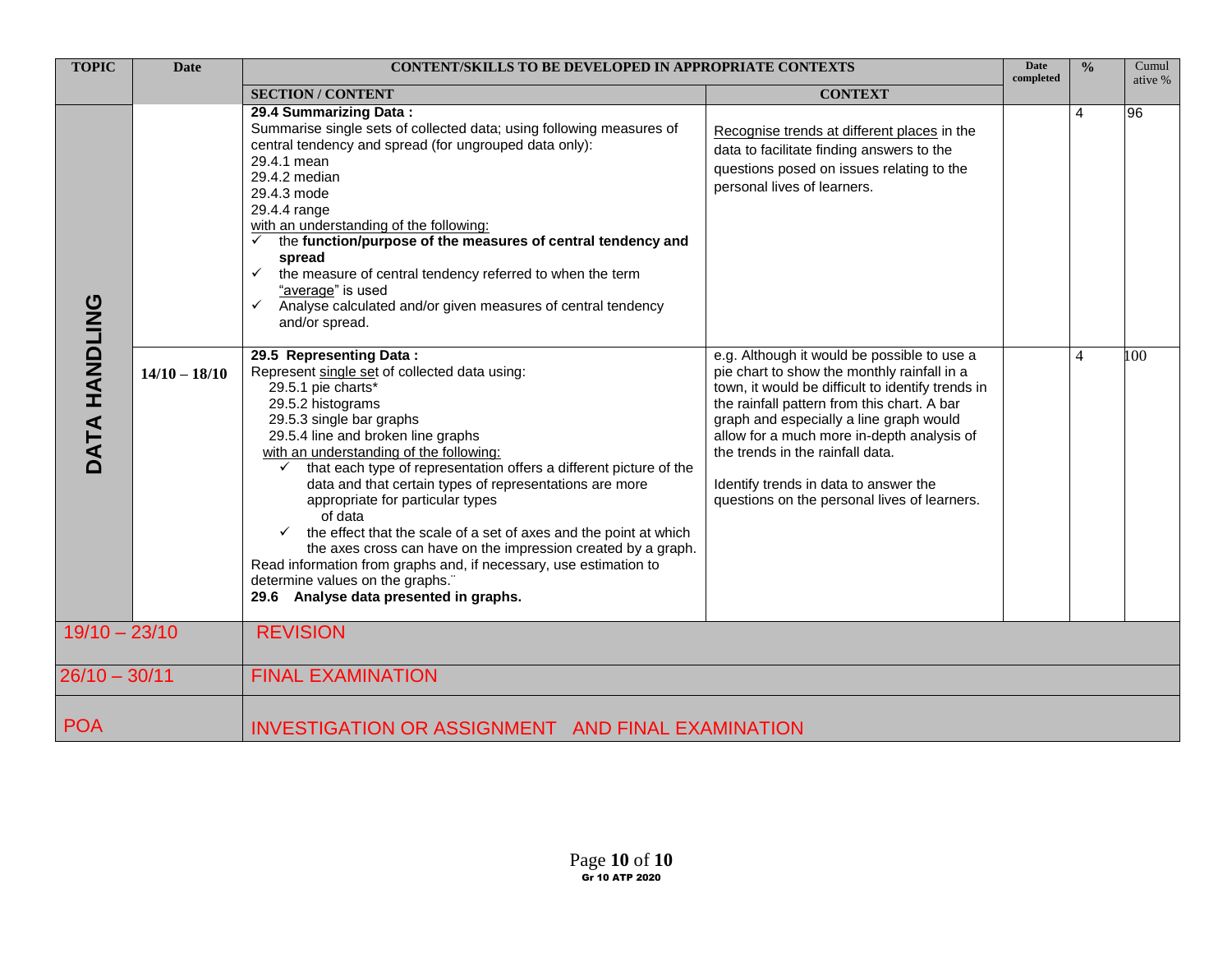| TOPIC | Date | CONTENT/SKILLS TO BE DEVELOPED IN APPROPRIATE CONTEXTS | | Date completed | % | Cumulative % |
|---|---|---|---|---|---|---|
| | | **SECTION / CONTENT** | **CONTEXT** | | | |
| **DATA HANDLING** | | **29.4 Summarizing Data :**<br>Summarise single sets of collected data; using following measures of central tendency and spread (for ungrouped data only):<br>29.4.1 mean<br>29.4.2 median<br>29.4.3 mode<br>29.4.4 range<br>with an understanding of the following:<br>✓ the **function/purpose of the measures of central tendency and spread**<br>✓ the measure of central tendency referred to when the term "average" is used<br>✓ Analyse calculated and/or given measures of central tendency and/or spread. | Recognise trends at different places in the data to facilitate finding answers to the questions posed on issues relating to the personal lives of learners. | | 4 | 96 |
| | 14/10 – 18/10 | **29.5 Representing Data :**<br>Represent single set of collected data using:<br>29.5.1 pie charts*<br>29.5.2 histograms<br>29.5.3 single bar graphs<br>29.5.4 line and broken line graphs<br>with an understanding of the following:<br>✓ that each type of representation offers a different picture of the data and that certain types of representations are more appropriate for particular types of data<br>✓ the effect that the scale of a set of axes and the point at which the axes cross can have on the impression created by a graph.<br>Read information from graphs and, if necessary, use estimation to determine values on the graphs.<br>**29.6 Analyse data presented in graphs.** | e.g. Although it would be possible to use a pie chart to show the monthly rainfall in a town, it would be difficult to identify trends in the rainfall pattern from this chart. A bar graph and especially a line graph would allow for a much more in-depth analysis of the trends in the rainfall data.<br><br>Identify trends in data to answer the questions on the personal lives of learners. | | 4 | 100 |
| 19/10 – 23/10 | | REVISION | | | | |
| 26/10 – 30/11 | | FINAL EXAMINATION | | | | |
| POA | | INVESTIGATION OR ASSIGNMENT AND FINAL EXAMINATION | | | | |